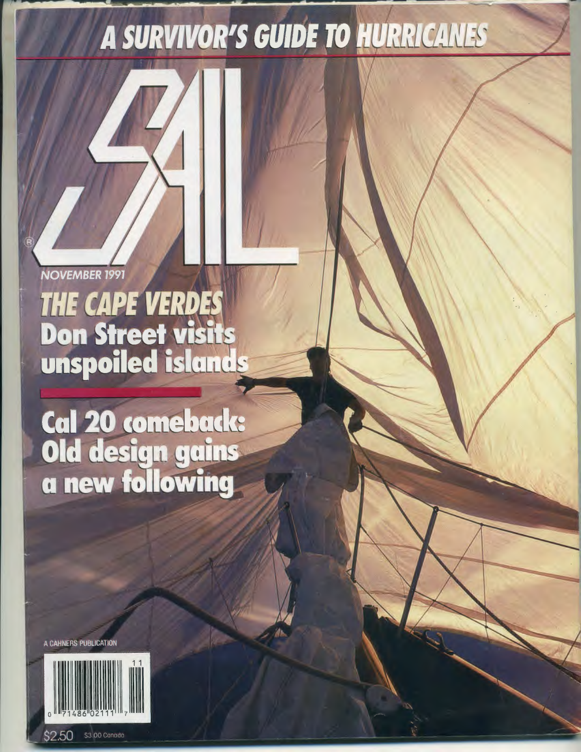# A SURVIVOR'S GUIDE TO HURRICANES

# SAIL®

NOVEMBER 1991

## THE CAPE VERDES

**Don Street visits unspoiled islands**

**Cal 20 comeback: Old design gains a new following**

A CAHNERS PUBLICATION

0 71486 02111 7

$2.50 $3.00 Canada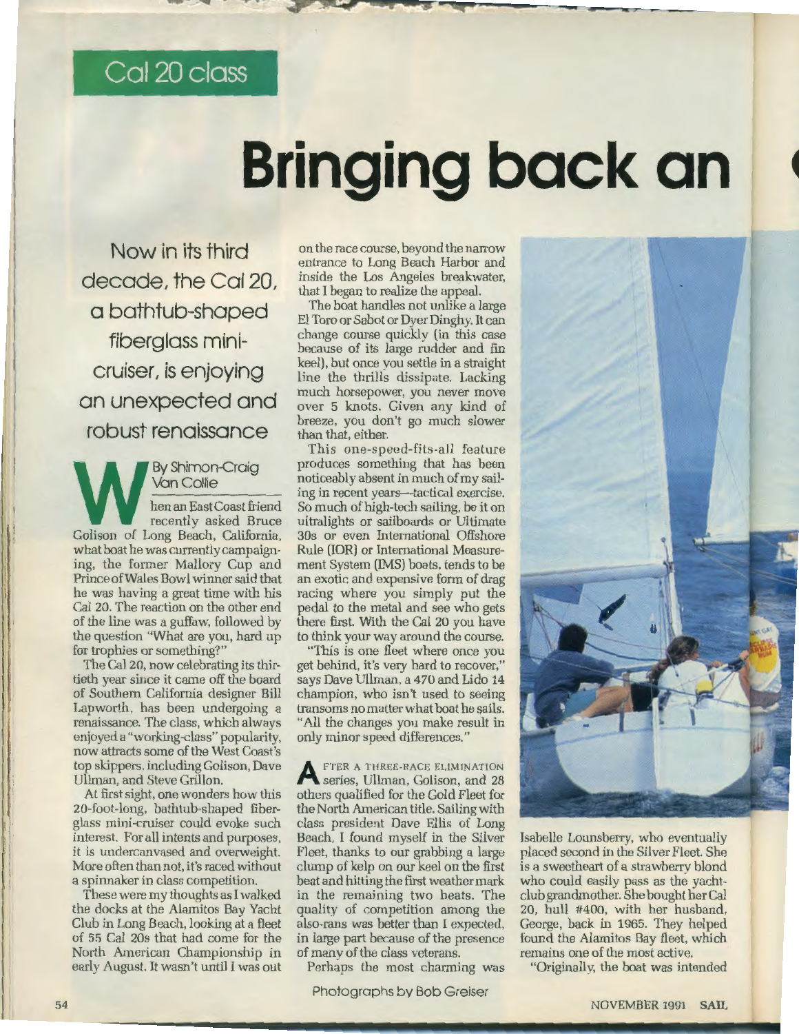Cal 20 class

# Bringing back an

Now in its third decade, the Cal 20, a bathtub-shaped fiberglass mini-cruiser, is enjoying an unexpected and robust renaissance

By Shimon-Craig Van Collie

When an East Coast friend recently asked Bruce Golison of Long Beach, California, what boat he was currently campaigning, the former Mallory Cup and Prince of Wales Bowl winner said that he was having a great time with his Cal 20. The reaction on the other end of the line was a guffaw, followed by the question "What are you, hard up for trophies or something?"

The Cal 20, now celebrating its thirtieth year since it came off the board of Southern California designer Bill Lapworth, has been undergoing a renaissance. The class, which always enjoyed a "working-class" popularity, now attracts some of the West Coast's top skippers, including Golison, Dave Ullman, and Steve Grillon.

At first sight, one wonders how this 20-foot-long, bathtub-shaped fiberglass mini-cruiser could evoke such interest. For all intents and purposes, it is undercanvased and overweight. More often than not, it's raced without a spinnaker in class competition.

These were my thoughts as I walked the docks at the Alamitos Bay Yacht Club in Long Beach, looking at a fleet of 55 Cal 20s that had come for the North American Championship in early August. It wasn't until I was out on the race course, beyond the narrow entrance to Long Beach Harbor and inside the Los Angeles breakwater, that I began to realize the appeal.

The boat handles not unlike a large El Toro or Sabot or Dyer Dinghy. It can change course quickly (in this case because of its large rudder and fin keel), but once you settle in a straight line the thrills dissipate. Lacking much horsepower, you never move over 5 knots. Given any kind of breeze, you don't go much slower than that, either.

This one-speed-fits-all feature produces something that has been noticeably absent in much of my sailing in recent years—tactical exercise. So much of high-tech sailing, be it on ultralights or sailboards or Ultimate 30s or even International Offshore Rule (IOR) or International Measurement System (IMS) boats, tends to be an exotic and expensive form of drag racing where you simply put the pedal to the metal and see who gets there first. With the Cal 20 you have to think your way around the course.

"This is one fleet where once you get behind, it's very hard to recover," says Dave Ullman, a 470 and Lido 14 champion, who isn't used to seeing transoms no matter what boat he sails. "All the changes you make result in only minor speed differences."

After a three-race elimination series, Ullman, Golison, and 28 others qualified for the Gold Fleet for the North American title. Sailing with class president Dave Ellis of Long Beach, I found myself in the Silver Fleet, thanks to our grabbing a large clump of kelp on our keel on the first beat and hitting the first weather mark in the remaining two beats. The quality of competition among the also-rans was better than I expected, in large part because of the presence of many of the class veterans.

Perhaps the most charming was Isabelle Lounsberry, who eventually placed second in the Silver Fleet. She is a sweetheart of a strawberry blond who could easily pass as the yacht-club grandmother. She bought her Cal 20, hull #400, with her husband, George, back in 1965. They helped found the Alamitos Bay fleet, which remains one of the most active.

"Originally, the boat was intended

Photographs by Bob Greiser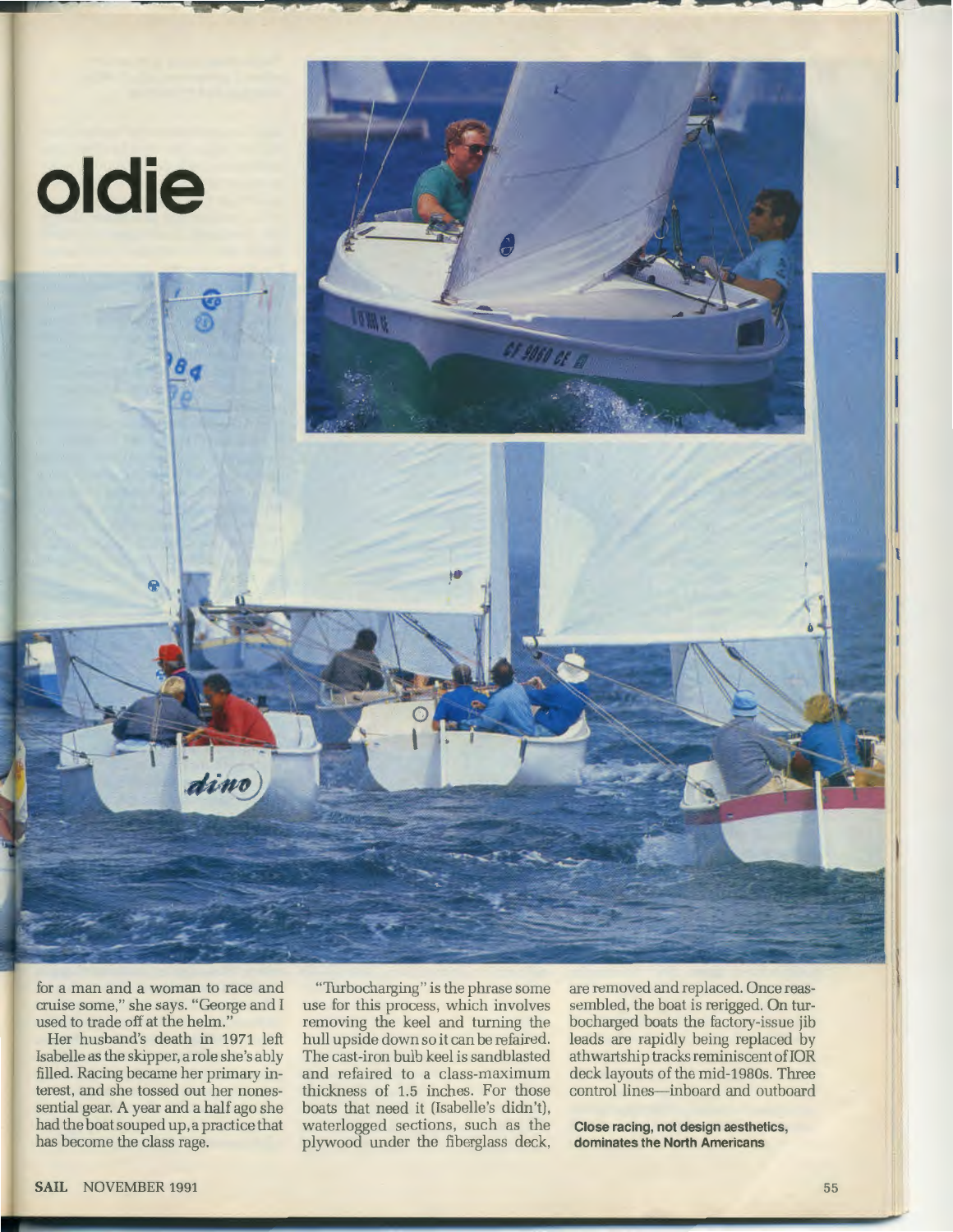# oldie

for a man and a woman to race and cruise some," she says. "George and I used to trade off at the helm."

Her husband's death in 1971 left Isabelle as the skipper, a role she's ably filled. Racing became her primary interest, and she tossed out her nonessential gear. A year and a half ago she had the boat souped up, a practice that has become the class rage.

"Turbocharging" is the phrase some use for this process, which involves removing the keel and turning the hull upside down so it can be refaired. The cast-iron bulb keel is sandblasted and refaired to a class-maximum thickness of 1.5 inches. For those boats that need it (Isabelle's didn't), waterlogged sections, such as the plywood under the fiberglass deck, are removed and replaced. Once reassembled, the boat is rerigged. On turbocharged boats the factory-issue jib leads are rapidly being replaced by athwartship tracks reminiscent of IOR deck layouts of the mid-1980s. Three control lines—inboard and outboard

**Close racing, not design aesthetics, dominates the North Americans**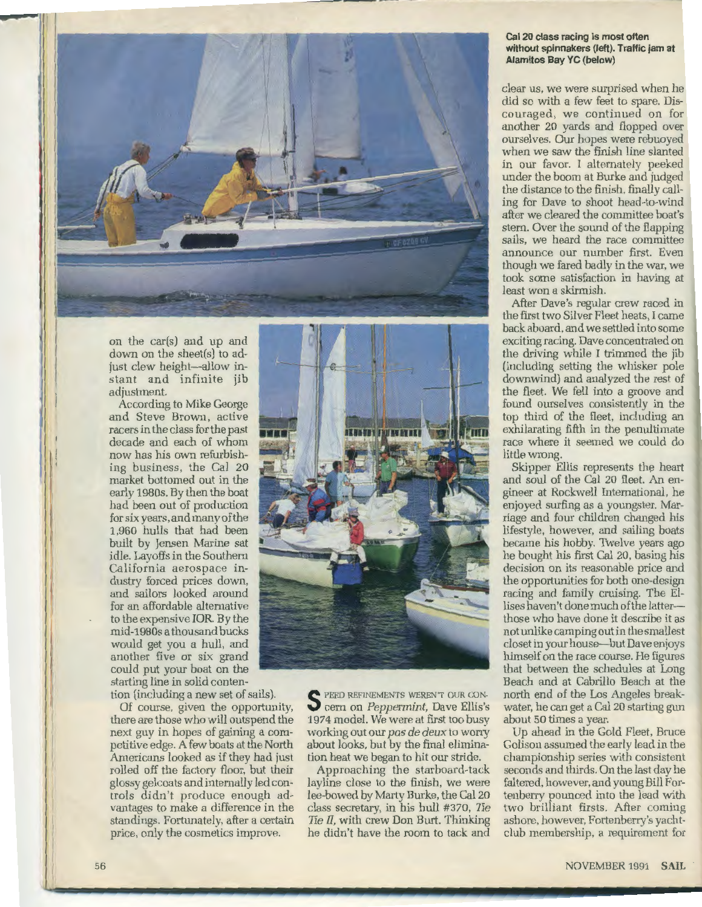Cal 20 class racing is most often without spinnakers (left). Traffic jam at Alamitos Bay YC (below)

on the car(s) and up and down on the sheet(s) to adjust clew height—allow instant and infinite jib adjustment.

According to Mike George and Steve Brown, active racers in the class for the past decade and each of whom now has his own refurbishing business, the Cal 20 market bottomed out in the early 1980s. By then the boat had been out of production for six years, and many of the 1,960 hulls that had been built by Jensen Marine sat idle. Layoffs in the Southern California aerospace industry forced prices down, and sailors looked around for an affordable alternative to the expensive IOR. By the mid-1980s a thousand bucks would get you a hull, and another five or six grand could put your boat on the starting line in solid contention (including a new set of sails).

Of course, given the opportunity, there are those who will outspend the next guy in hopes of gaining a competitive edge. A few boats at the North Americans looked as if they had just rolled off the factory floor, but their glossy gelcoats and internally led controls didn't produce enough advantages to make a difference in the standings. Fortunately, after a certain price, only the cosmetics improve.

SPEED REFINEMENTS WEREN'T OUR CONcern on *Peppermint*, Dave Ellis's 1974 model. We were at first too busy working out our *pas de deux* to worry about looks, but by the final elimination heat we began to hit our stride.

Approaching the starboard-tack layline close to the finish, we were lee-bowed by Marty Burke, the Cal 20 class secretary, in his hull #370, *Tie Tie II*, with crew Don Burt. Thinking he didn't have the room to tack and clear us, we were surprised when he did so with a few feet to spare. Discouraged, we continued on for another 20 yards and flopped over ourselves. Our hopes were rebuoyed when we saw the finish line slanted in our favor. I alternately peeked under the boom at Burke and judged the distance to the finish, finally calling for Dave to shoot head-to-wind after we cleared the committee boat's stern. Over the sound of the flapping sails, we heard the race committee announce our number first. Even though we fared badly in the war, we took some satisfaction in having at least won a skirmish.

After Dave's regular crew raced in the first two Silver Fleet heats, I came back aboard, and we settled into some exciting racing. Dave concentrated on the driving while I trimmed the jib (including setting the whisker pole downwind) and analyzed the rest of the fleet. We fell into a groove and found ourselves consistently in the top third of the fleet, including an exhilarating fifth in the penultimate race where it seemed we could do little wrong.

Skipper Ellis represents the heart and soul of the Cal 20 fleet. An engineer at Rockwell International, he enjoyed surfing as a youngster. Marriage and four children changed his lifestyle, however, and sailing boats became his hobby. Twelve years ago he bought his first Cal 20, basing his decision on its reasonable price and the opportunities for both one-design racing and family cruising. The Ellises haven't done much of the latter—those who have done it describe it as not unlike camping out in the smallest closet in your house—but Dave enjoys himself on the race course. He figures that between the schedules at Long Beach and at Cabrillo Beach at the north end of the Los Angeles breakwater, he can get a Cal 20 starting gun about 50 times a year.

Up ahead in the Gold Fleet, Bruce Golison assumed the early lead in the championship series with consistent seconds and thirds. On the last day he faltered, however, and young Bill Fortenberry pounced into the lead with two brilliant firsts. After coming ashore, however, Fortenberry's yacht-club membership, a requirement for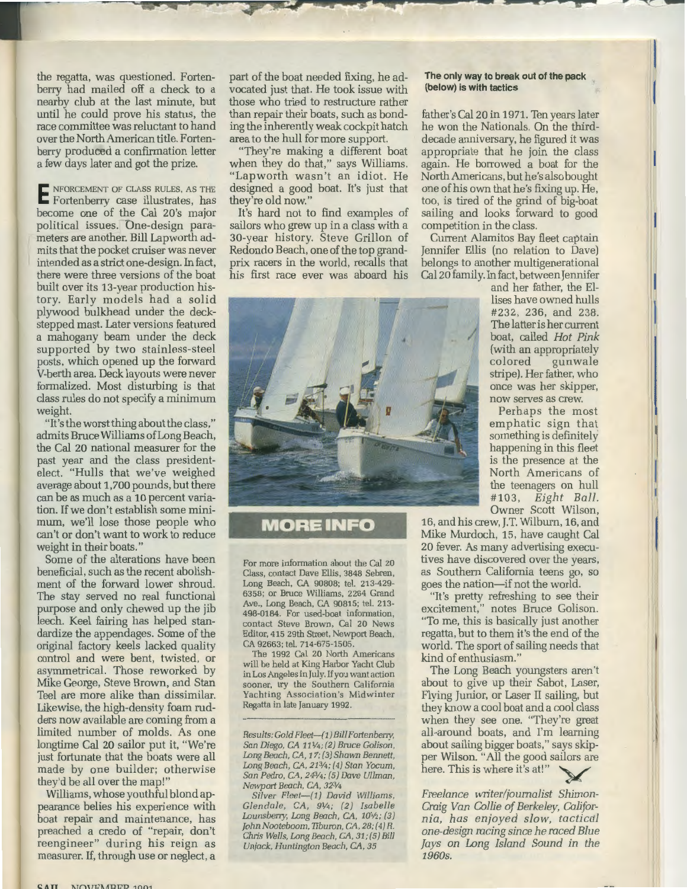the regatta, was questioned. Fortenberry had mailed off a check to a nearby club at the last minute, but until he could prove his status, the race committee was reluctant to hand over the North American title. Fortenberry produced a confirmation letter a few days later and got the prize.

ENFORCEMENT OF CLASS RULES, AS THE Fortenberry case illustrates, has become one of the Cal 20's major political issues. One-design parameters are another. Bill Lapworth admits that the pocket cruiser was never intended as a strict one-design. In fact, there were three versions of the boat built over its 13-year production history. Early models had a solid plywood bulkhead under the deck-stepped mast. Later versions featured a mahogany beam under the deck supported by two stainless-steel posts, which opened up the forward V-berth area. Deck layouts were never formalized. Most disturbing is that class rules do not specify a minimum weight.

"It's the worst thing about the class," admits Bruce Williams of Long Beach, the Cal 20 national measurer for the past year and the class president-elect. "Hulls that we've weighed average about 1,700 pounds, but there can be as much as a 10 percent variation. If we don't establish some minimum, we'll lose those people who can't or don't want to work to reduce weight in their boats."

Some of the alterations have been beneficial, such as the recent abolishment of the forward lower shroud. The stay served no real functional purpose and only chewed up the jib leech. Keel fairing has helped standardize the appendages. Some of the original factory keels lacked quality control and were bent, twisted, or asymmetrical. Those reworked by Mike George, Steve Brown, and Stan Teel are more alike than dissimilar. Likewise, the high-density foam rudders now available are coming from a limited number of molds. As one longtime Cal 20 sailor put it, "We're just fortunate that the boats were all made by one builder; otherwise they'd be all over the map!"

Williams, whose youthful blond appearance belies his experience with boat repair and maintenance, has preached a credo of "repair, don't reengineer" during his reign as measurer. If, through use or neglect, a part of the boat needed fixing, he advocated just that. He took issue with those who tried to restructure rather than repair their boats, such as bonding the inherently weak cockpit hatch area to the hull for more support.

"They're making a different boat when they do that," says Williams. "Lapworth wasn't an idiot. He designed a good boat. It's just that they're old now."

It's hard not to find examples of sailors who grew up in a class with a 30-year history. Steve Grillon of Redondo Beach, one of the top grand-prix racers in the world, recalls that his first race ever was aboard his father's Cal 20 in 1971. Ten years later he won the Nationals. On the third-decade anniversary, he figured it was appropriate that he join the class again. He borrowed a boat for the North Americans, but he's also bought one of his own that he's fixing up. He, too, is tired of the grind of big-boat sailing and looks forward to good competition in the class.

Current Alamitos Bay fleet captain Jennifer Ellis (no relation to Dave) belongs to another multigenerational Cal 20 family. In fact, between Jennifer and her father, the Ellises have owned hulls #232, 236, and 238. The latter is her current boat, called *Hot Pink* (with an appropriately colored gunwale stripe). Her father, who once was her skipper, now serves as crew.

Perhaps the most emphatic sign that something is definitely happening in this fleet is the presence at the North Americans of the teenagers on hull #103, *Eight Ball*. Owner Scott Wilson, 16, and his crew, J.T. Wilburn, 16, and Mike Murdoch, 15, have caught Cal 20 fever. As many advertising executives have discovered over the years, as Southern California teens go, so goes the nation—if not the world.

"It's pretty refreshing to see their excitement," notes Bruce Golison. "To me, this is basically just another regatta, but to them it's the end of the world. The sport of sailing needs that kind of enthusiasm."

The Long Beach youngsters aren't about to give up their Sabot, Laser, Flying Junior, or Laser II sailing, but they know a cool boat and a cool class when they see one. "They're great all-around boats, and I'm learning about sailing bigger boats," says skipper Wilson. "All the good sailors are here. This is where it's at!"

**The only way to break out of the pack (below) is with tactics**

## MORE INFO

For more information about the Cal 20 Class, contact Dave Ellis, 3848 Sebren, Long Beach, CA 90808; tel. 213-429-6358; or Bruce Williams, 2264 Grand Ave., Long Beach, CA 90815; tel. 213-498-0184. For used-boat information, contact Steve Brown, Cal 20 News Editor, 415 29th Street, Newport Beach, CA 92663; tel. 714-675-1505.

The 1992 Cal 20 North Americans will be held at King Harbor Yacht Club in Los Angeles in July. If you want action sooner, try the Southern California Yachting Association's Midwinter Regatta in late January 1992.

*Results: Gold Fleet—(1) Bill Fortenberry, San Diego, CA 11¼; (2) Bruce Golison, Long Beach, CA, 17; (3) Shawn Bennett, Long Beach, CA, 21¾; (4) Stan Yocum, San Pedro, CA, 24¾; (5) Dave Ullman, Newport Beach, CA, 32¾*

*Silver Fleet—(1) David Williams, Glendale, CA, 9¼; (2) Isabelle Lounsberry, Long Beach, CA, 10½; (3) John Nooteboom, Tiburon, CA, 28; (4) R. Chris Wells, Long Beach, CA, 31; (5) Bill Unjack, Huntington Beach, CA, 35*

*Freelance writer/journalist Shimon-Craig Van Collie of Berkeley, California, has enjoyed slow, tactical one-design racing since he raced Blue Jays on Long Island Sound in the 1960s.*